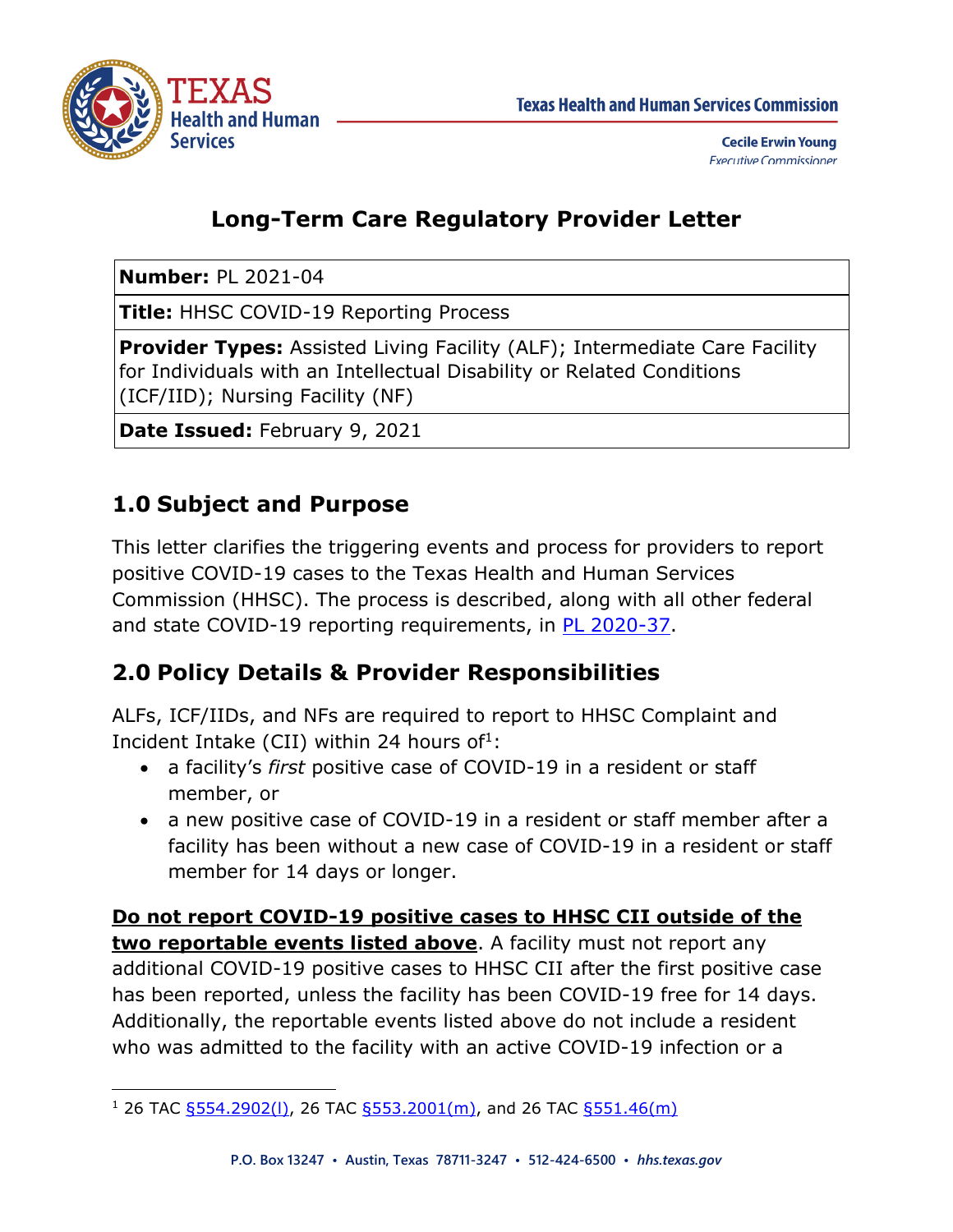Texas Health and Human Services Commission

Cecile Erwin Young
Executive Commissioner

# Long-Term Care Regulatory Provider Letter

| **Number:** PL 2021-04 |
|---|
| **Title:** HHSC COVID-19 Reporting Process |
| **Provider Types:** Assisted Living Facility (ALF); Intermediate Care Facility for Individuals with an Intellectual Disability or Related Conditions (ICF/IID); Nursing Facility (NF) |
| **Date Issued:** February 9, 2021 |

## 1.0 Subject and Purpose

This letter clarifies the triggering events and process for providers to report positive COVID-19 cases to the Texas Health and Human Services Commission (HHSC). The process is described, along with all other federal and state COVID-19 reporting requirements, in PL 2020-37.

## 2.0 Policy Details & Provider Responsibilities

ALFs, ICF/IIDs, and NFs are required to report to HHSC Complaint and Incident Intake (CII) within 24 hours of[1]:

- a facility's *first* positive case of COVID-19 in a resident or staff member, or
- a new positive case of COVID-19 in a resident or staff member after a facility has been without a new case of COVID-19 in a resident or staff member for 14 days or longer.

**Do not report COVID-19 positive cases to HHSC CII outside of the two reportable events listed above**. A facility must not report any additional COVID-19 positive cases to HHSC CII after the first positive case has been reported, unless the facility has been COVID-19 free for 14 days. Additionally, the reportable events listed above do not include a resident who was admitted to the facility with an active COVID-19 infection or a

[1] 26 TAC §554.2902(l), 26 TAC §553.2001(m), and 26 TAC §551.46(m)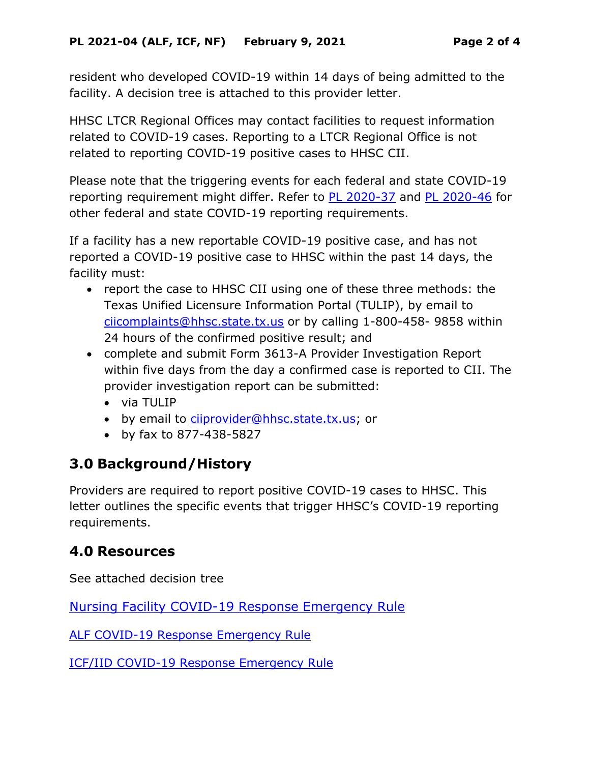resident who developed COVID-19 within 14 days of being admitted to the facility. A decision tree is attached to this provider letter.

HHSC LTCR Regional Offices may contact facilities to request information related to COVID-19 cases. Reporting to a LTCR Regional Office is not related to reporting COVID-19 positive cases to HHSC CII.

Please note that the triggering events for each federal and state COVID-19 reporting requirement might differ. Refer to [PL 2020-37]() and [PL 2020-46]() for other federal and state COVID-19 reporting requirements.

If a facility has a new reportable COVID-19 positive case, and has not reported a COVID-19 positive case to HHSC within the past 14 days, the facility must:

- report the case to HHSC CII using one of these three methods: the Texas Unified Licensure Information Portal (TULIP), by email to ciicomplaints@hhsc.state.tx.us or by calling 1-800-458- 9858 within 24 hours of the confirmed positive result; and
- complete and submit Form 3613-A Provider Investigation Report within five days from the day a confirmed case is reported to CII. The provider investigation report can be submitted:
  - via TULIP
  - by email to ciiprovider@hhsc.state.tx.us; or
  - by fax to 877-438-5827

## 3.0 Background/History

Providers are required to report positive COVID-19 cases to HHSC. This letter outlines the specific events that trigger HHSC's COVID-19 reporting requirements.

## 4.0 Resources

See attached decision tree

[Nursing Facility COVID-19 Response Emergency Rule]()

[ALF COVID-19 Response Emergency Rule]()

[ICF/IID COVID-19 Response Emergency Rule]()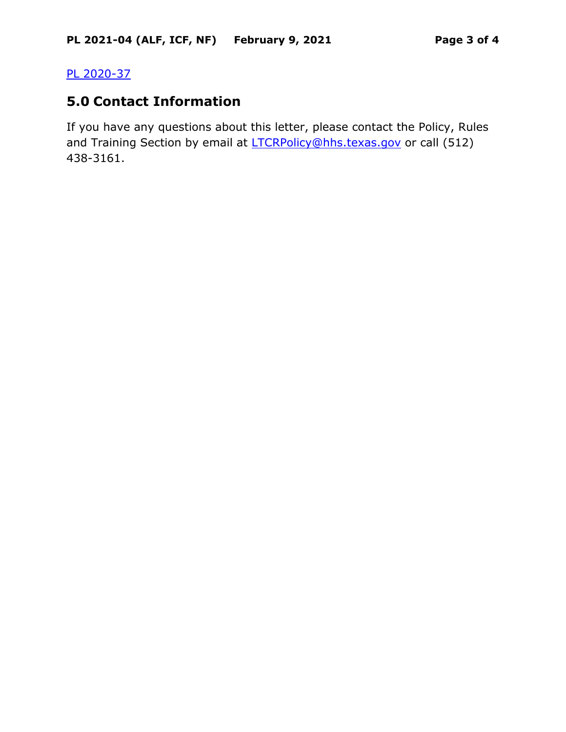[PL 2020-37](PL 2020-37)

## 5.0 Contact Information

If you have any questions about this letter, please contact the Policy, Rules and Training Section by email at [LTCRPolicy@hhs.texas.gov](mailto:LTCRPolicy@hhs.texas.gov) or call (512) 438-3161.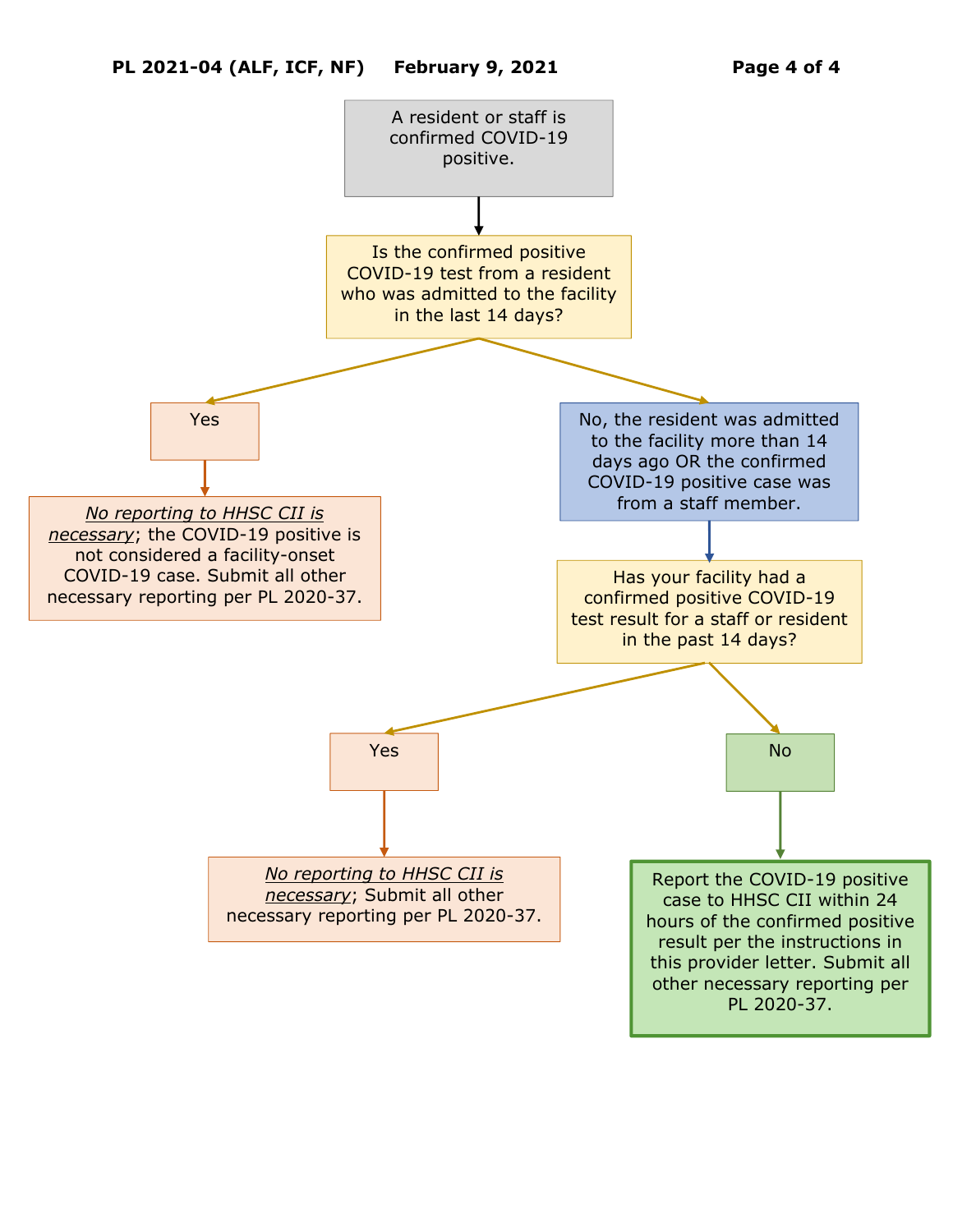A resident or staff is confirmed COVID-19 positive.

Is the confirmed positive COVID-19 test from a resident who was admitted to the facility in the last 14 days?

Yes

*No reporting to HHSC CII is necessary*; the COVID-19 positive is not considered a facility-onset COVID-19 case. Submit all other necessary reporting per PL 2020-37.

No, the resident was admitted to the facility more than 14 days ago OR the confirmed COVID-19 positive case was from a staff member.

Has your facility had a confirmed positive COVID-19 test result for a staff or resident in the past 14 days?

Yes

*No reporting to HHSC CII is necessary*; Submit all other necessary reporting per PL 2020-37.

No

Report the COVID-19 positive case to HHSC CII within 24 hours of the confirmed positive result per the instructions in this provider letter. Submit all other necessary reporting per PL 2020-37.